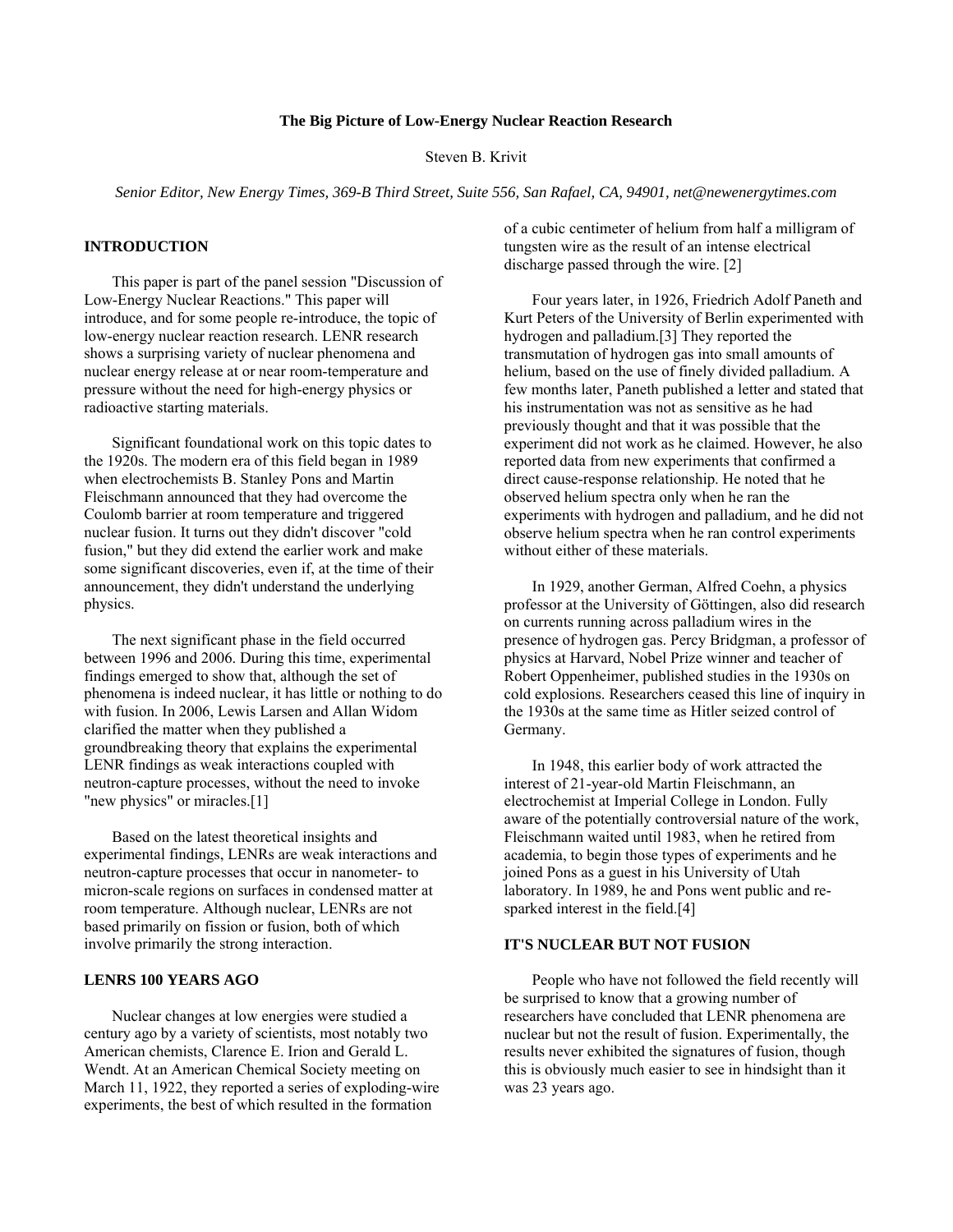# The Big Picture of Low-Energy Nuclear Reaction Research

Steven B. Krivit

*Senior Editor, New Energy Times, 369-B Third Street, Suite 556, San Rafael, CA, 94901, net@newenergytimes.com*

## INTRODUCTION

This paper is part of the panel session "Discussion of Low-Energy Nuclear Reactions." This paper will introduce, and for some people re-introduce, the topic of low-energy nuclear reaction research. LENR research shows a surprising variety of nuclear phenomena and nuclear energy release at or near room-temperature and pressure without the need for high-energy physics or radioactive starting materials.

Significant foundational work on this topic dates to the 1920s. The modern era of this field began in 1989 when electrochemists B. Stanley Pons and Martin Fleischmann announced that they had overcome the Coulomb barrier at room temperature and triggered nuclear fusion. It turns out they didn't discover "cold fusion," but they did extend the earlier work and make some significant discoveries, even if, at the time of their announcement, they didn't understand the underlying physics.

The next significant phase in the field occurred between 1996 and 2006. During this time, experimental findings emerged to show that, although the set of phenomena is indeed nuclear, it has little or nothing to do with fusion. In 2006, Lewis Larsen and Allan Widom clarified the matter when they published a groundbreaking theory that explains the experimental LENR findings as weak interactions coupled with neutron-capture processes, without the need to invoke "new physics" or miracles.[1]

Based on the latest theoretical insights and experimental findings, LENRs are weak interactions and neutron-capture processes that occur in nanometer- to micron-scale regions on surfaces in condensed matter at room temperature. Although nuclear, LENRs are not based primarily on fission or fusion, both of which involve primarily the strong interaction.

## LENRS 100 YEARS AGO

Nuclear changes at low energies were studied a century ago by a variety of scientists, most notably two American chemists, Clarence E. Irion and Gerald L. Wendt. At an American Chemical Society meeting on March 11, 1922, they reported a series of exploding-wire experiments, the best of which resulted in the formation of a cubic centimeter of helium from half a milligram of tungsten wire as the result of an intense electrical discharge passed through the wire. [2]

Four years later, in 1926, Friedrich Adolf Paneth and Kurt Peters of the University of Berlin experimented with hydrogen and palladium.[3] They reported the transmutation of hydrogen gas into small amounts of helium, based on the use of finely divided palladium. A few months later, Paneth published a letter and stated that his instrumentation was not as sensitive as he had previously thought and that it was possible that the experiment did not work as he claimed. However, he also reported data from new experiments that confirmed a direct cause-response relationship. He noted that he observed helium spectra only when he ran the experiments with hydrogen and palladium, and he did not observe helium spectra when he ran control experiments without either of these materials.

In 1929, another German, Alfred Coehn, a physics professor at the University of Göttingen, also did research on currents running across palladium wires in the presence of hydrogen gas. Percy Bridgman, a professor of physics at Harvard, Nobel Prize winner and teacher of Robert Oppenheimer, published studies in the 1930s on cold explosions. Researchers ceased this line of inquiry in the 1930s at the same time as Hitler seized control of Germany.

In 1948, this earlier body of work attracted the interest of 21-year-old Martin Fleischmann, an electrochemist at Imperial College in London. Fully aware of the potentially controversial nature of the work, Fleischmann waited until 1983, when he retired from academia, to begin those types of experiments and he joined Pons as a guest in his University of Utah laboratory. In 1989, he and Pons went public and re-sparked interest in the field.[4]

## IT'S NUCLEAR BUT NOT FUSION

People who have not followed the field recently will be surprised to know that a growing number of researchers have concluded that LENR phenomena are nuclear but not the result of fusion. Experimentally, the results never exhibited the signatures of fusion, though this is obviously much easier to see in hindsight than it was 23 years ago.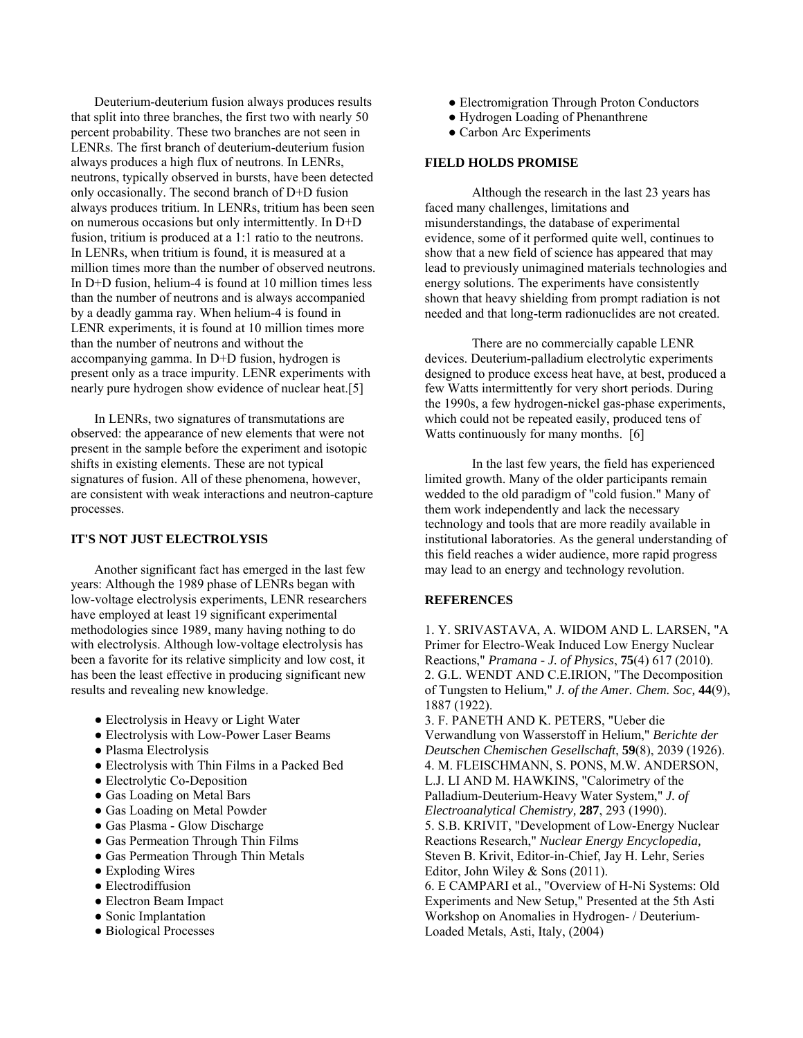Deuterium-deuterium fusion always produces results that split into three branches, the first two with nearly 50 percent probability. These two branches are not seen in LENRs. The first branch of deuterium-deuterium fusion always produces a high flux of neutrons. In LENRs, neutrons, typically observed in bursts, have been detected only occasionally. The second branch of D+D fusion always produces tritium. In LENRs, tritium has been seen on numerous occasions but only intermittently. In D+D fusion, tritium is produced at a 1:1 ratio to the neutrons. In LENRs, when tritium is found, it is measured at a million times more than the number of observed neutrons. In D+D fusion, helium-4 is found at 10 million times less than the number of neutrons and is always accompanied by a deadly gamma ray. When helium-4 is found in LENR experiments, it is found at 10 million times more than the number of neutrons and without the accompanying gamma. In D+D fusion, hydrogen is present only as a trace impurity. LENR experiments with nearly pure hydrogen show evidence of nuclear heat.[5]

In LENRs, two signatures of transmutations are observed: the appearance of new elements that were not present in the sample before the experiment and isotopic shifts in existing elements. These are not typical signatures of fusion. All of these phenomena, however, are consistent with weak interactions and neutron-capture processes.

## IT'S NOT JUST ELECTROLYSIS

Another significant fact has emerged in the last few years: Although the 1989 phase of LENRs began with low-voltage electrolysis experiments, LENR researchers have employed at least 19 significant experimental methodologies since 1989, many having nothing to do with electrolysis. Although low-voltage electrolysis has been a favorite for its relative simplicity and low cost, it has been the least effective in producing significant new results and revealing new knowledge.

- Electrolysis in Heavy or Light Water
- Electrolysis with Low-Power Laser Beams
- Plasma Electrolysis
- Electrolysis with Thin Films in a Packed Bed
- Electrolytic Co-Deposition
- Gas Loading on Metal Bars
- Gas Loading on Metal Powder
- Gas Plasma - Glow Discharge
- Gas Permeation Through Thin Films
- Gas Permeation Through Thin Metals
- Exploding Wires
- Electrodiffusion
- Electron Beam Impact
- Sonic Implantation
- Biological Processes
- Electromigration Through Proton Conductors
- Hydrogen Loading of Phenanthrene
- Carbon Arc Experiments

## FIELD HOLDS PROMISE

Although the research in the last 23 years has faced many challenges, limitations and misunderstandings, the database of experimental evidence, some of it performed quite well, continues to show that a new field of science has appeared that may lead to previously unimagined materials technologies and energy solutions. The experiments have consistently shown that heavy shielding from prompt radiation is not needed and that long-term radionuclides are not created.

There are no commercially capable LENR devices. Deuterium-palladium electrolytic experiments designed to produce excess heat have, at best, produced a few Watts intermittently for very short periods. During the 1990s, a few hydrogen-nickel gas-phase experiments, which could not be repeated easily, produced tens of Watts continuously for many months. [6]

In the last few years, the field has experienced limited growth. Many of the older participants remain wedded to the old paradigm of "cold fusion." Many of them work independently and lack the necessary technology and tools that are more readily available in institutional laboratories. As the general understanding of this field reaches a wider audience, more rapid progress may lead to an energy and technology revolution.

## REFERENCES

1. Y. SRIVASTAVA, A. WIDOM AND L. LARSEN, "A Primer for Electro-Weak Induced Low Energy Nuclear Reactions," *Pramana - J. of Physics*, **75**(4) 617 (2010).
2. G.L. WENDT AND C.E.IRION, "The Decomposition of Tungsten to Helium," *J. of the Amer. Chem. Soc,* **44**(9), 1887 (1922).
3. F. PANETH AND K. PETERS, "Ueber die Verwandlung von Wasserstoff in Helium," *Berichte der Deutschen Chemischen Gesellschaft*, **59**(8), 2039 (1926).
4. M. FLEISCHMANN, S. PONS, M.W. ANDERSON, L.J. LI AND M. HAWKINS, "Calorimetry of the Palladium-Deuterium-Heavy Water System," *J. of Electroanalytical Chemistry,* **287**, 293 (1990).
5. S.B. KRIVIT, "Development of Low-Energy Nuclear Reactions Research," *Nuclear Energy Encyclopedia,* Steven B. Krivit, Editor-in-Chief, Jay H. Lehr, Series Editor, John Wiley & Sons (2011).
6. E CAMPARI et al., "Overview of H-Ni Systems: Old Experiments and New Setup," Presented at the 5th Asti Workshop on Anomalies in Hydrogen- / Deuterium-Loaded Metals, Asti, Italy, (2004)